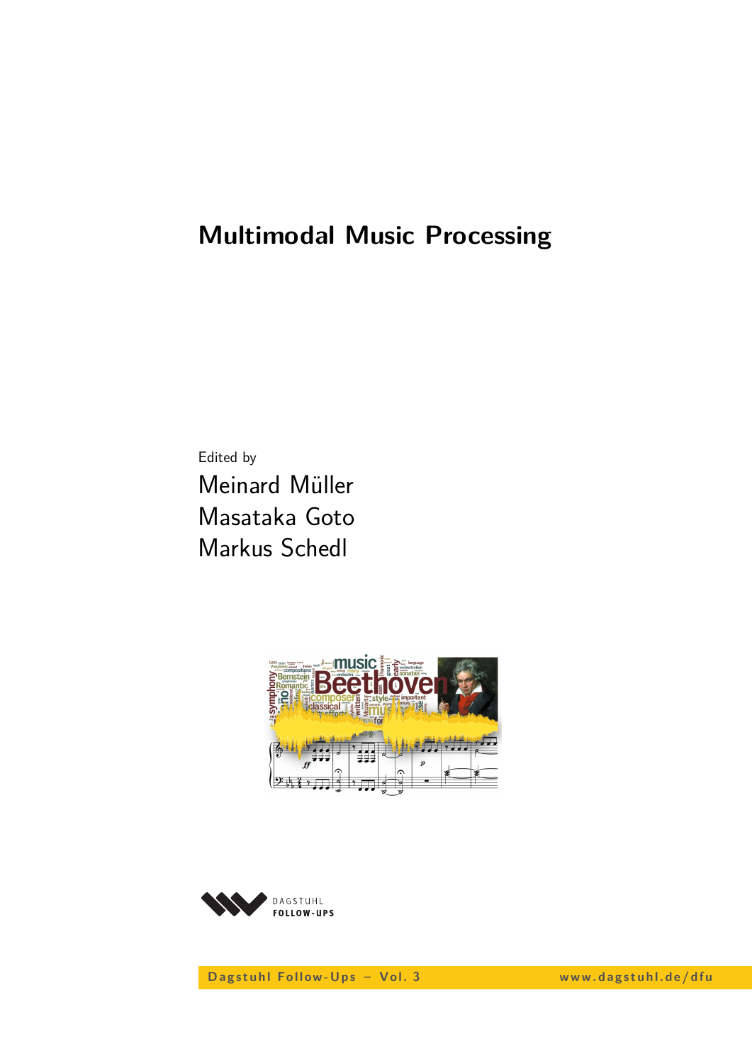# Multimodal Music Processing

Edited by

Meinard Müller

Masataka Goto

Markus Schedl

DAGSTUHL FOLLOW-UPS

Dagstuhl Follow-Ups – Vol. 3 www.dagstuhl.de/dfu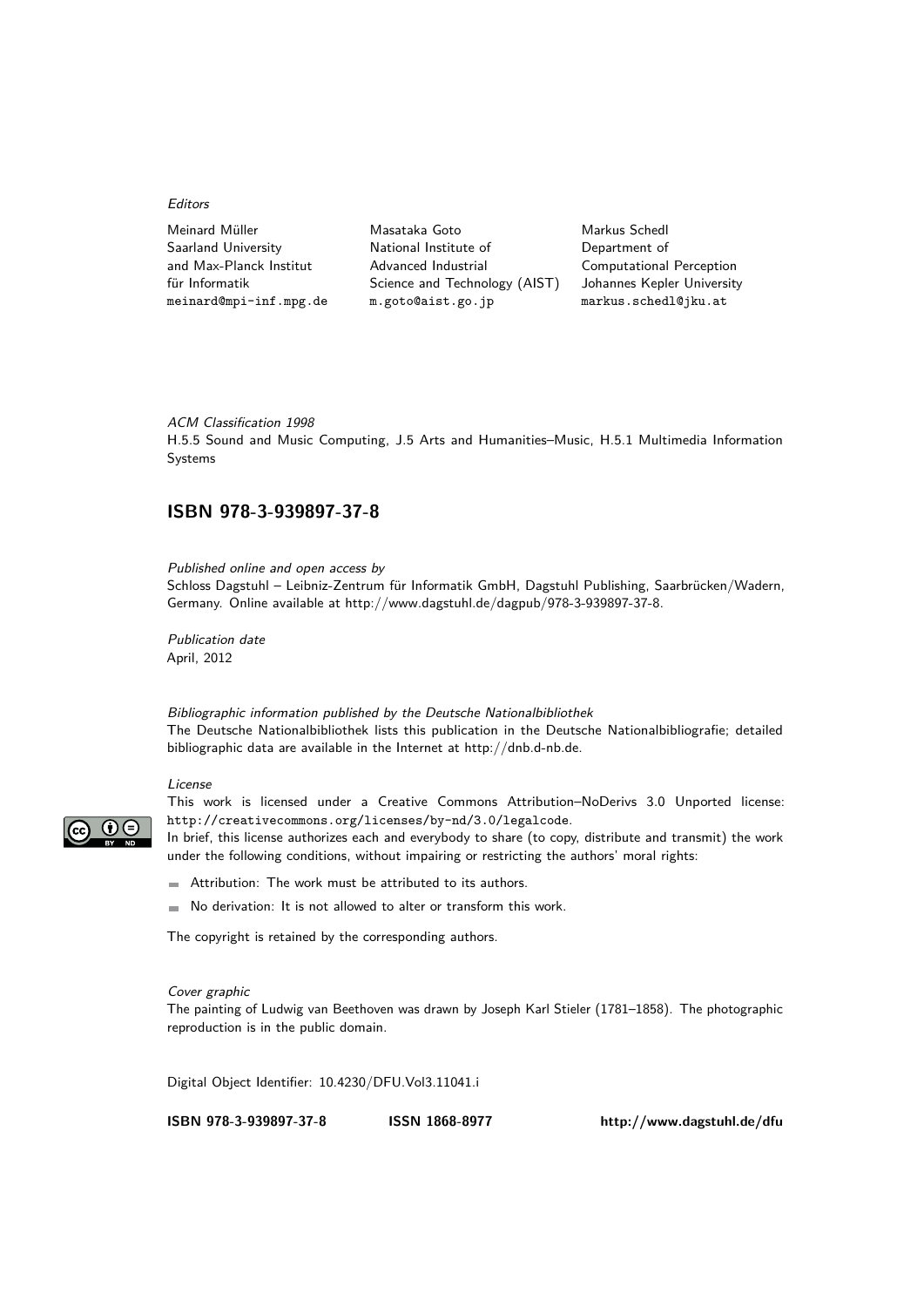*Editors*

Meinard Müller
Saarland University
and Max-Planck Institut
für Informatik
meinard@mpi-inf.mpg.de

Masataka Goto
National Institute of
Advanced Industrial
Science and Technology (AIST)
m.goto@aist.go.jp

Markus Schedl
Department of
Computational Perception
Johannes Kepler University
markus.schedl@jku.at

*ACM Classification 1998*
H.5.5 Sound and Music Computing, J.5 Arts and Humanities–Music, H.5.1 Multimedia Information Systems

## ISBN 978-3-939897-37-8

*Published online and open access by*
Schloss Dagstuhl – Leibniz-Zentrum für Informatik GmbH, Dagstuhl Publishing, Saarbrücken/Wadern, Germany. Online available at http://www.dagstuhl.de/dagpub/978-3-939897-37-8.

*Publication date*
April, 2012

*Bibliographic information published by the Deutsche Nationalbibliothek*
The Deutsche Nationalbibliothek lists this publication in the Deutsche Nationalbibliografie; detailed bibliographic data are available in the Internet at http://dnb.d-nb.de.

*License*
This work is licensed under a Creative Commons Attribution–NoDerivs 3.0 Unported license: http://creativecommons.org/licenses/by-nd/3.0/legalcode.
In brief, this license authorizes each and everybody to share (to copy, distribute and transmit) the work under the following conditions, without impairing or restricting the authors' moral rights:

- Attribution: The work must be attributed to its authors.
- No derivation: It is not allowed to alter or transform this work.

The copyright is retained by the corresponding authors.

*Cover graphic*
The painting of Ludwig van Beethoven was drawn by Joseph Karl Stieler (1781–1858). The photographic reproduction is in the public domain.

Digital Object Identifier: 10.4230/DFU.Vol3.11041.i

**ISBN 978-3-939897-37-8** **ISSN 1868-8977** **http://www.dagstuhl.de/dfu**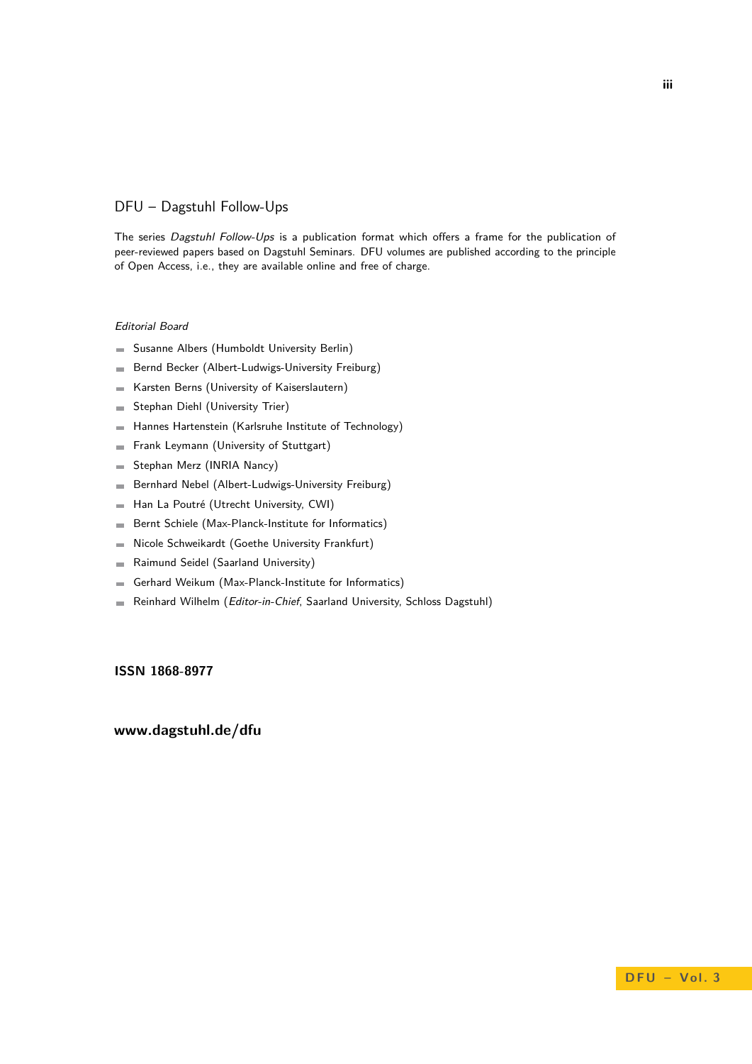## DFU – Dagstuhl Follow-Ups

The series *Dagstuhl Follow-Ups* is a publication format which offers a frame for the publication of peer-reviewed papers based on Dagstuhl Seminars. DFU volumes are published according to the principle of Open Access, i.e., they are available online and free of charge.

*Editorial Board*

- Susanne Albers (Humboldt University Berlin)
- Bernd Becker (Albert-Ludwigs-University Freiburg)
- Karsten Berns (University of Kaiserslautern)
- Stephan Diehl (University Trier)
- Hannes Hartenstein (Karlsruhe Institute of Technology)
- Frank Leymann (University of Stuttgart)
- Stephan Merz (INRIA Nancy)
- Bernhard Nebel (Albert-Ludwigs-University Freiburg)
- Han La Poutré (Utrecht University, CWI)
- Bernt Schiele (Max-Planck-Institute for Informatics)
- Nicole Schweikardt (Goethe University Frankfurt)
- Raimund Seidel (Saarland University)
- Gerhard Weikum (Max-Planck-Institute for Informatics)
- Reinhard Wilhelm (*Editor-in-Chief*, Saarland University, Schloss Dagstuhl)

**ISSN 1868-8977**

**www.dagstuhl.de/dfu**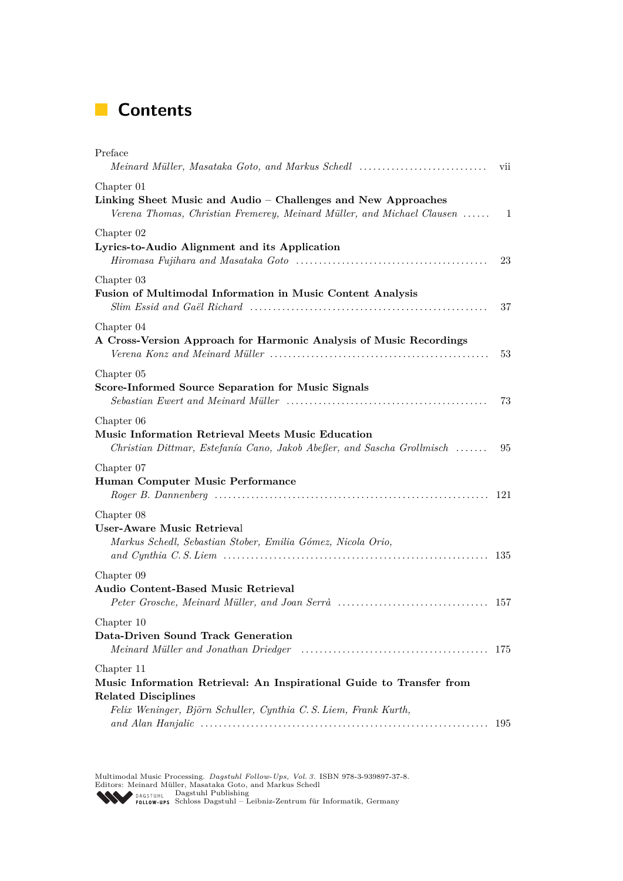# Contents

Preface
*Meinard Müller, Masataka Goto, and Markus Schedl* ............................ vii

Chapter 01
**Linking Sheet Music and Audio – Challenges and New Approaches**
*Verena Thomas, Christian Fremerey, Meinard Müller, and Michael Clausen* ...... 1

Chapter 02
**Lyrics-to-Audio Alignment and its Application**
*Hiromasa Fujihara and Masataka Goto* .......................................... 23

Chapter 03
**Fusion of Multimodal Information in Music Content Analysis**
*Slim Essid and Gaël Richard* .................................................... 37

Chapter 04
**A Cross-Version Approach for Harmonic Analysis of Music Recordings**
*Verena Konz and Meinard Müller* ................................................ 53

Chapter 05
**Score-Informed Source Separation for Music Signals**
*Sebastian Ewert and Meinard Müller* ............................................ 73

Chapter 06
**Music Information Retrieval Meets Music Education**
*Christian Dittmar, Estefanía Cano, Jakob Abeßer, and Sascha Grollmisch* ....... 95

Chapter 07
**Human Computer Music Performance**
*Roger B. Dannenberg* ............................................................ 121

Chapter 08
**User-Aware Music Retrieval**
*Markus Schedl, Sebastian Stober, Emilia Gómez, Nicola Orio, and Cynthia C. S. Liem* ......................................................... 135

Chapter 09
**Audio Content-Based Music Retrieval**
*Peter Grosche, Meinard Müller, and Joan Serrà* ................................. 157

Chapter 10
**Data-Driven Sound Track Generation**
*Meinard Müller and Jonathan Driedger* ......................................... 175

Chapter 11
**Music Information Retrieval: An Inspirational Guide to Transfer from Related Disciplines**
*Felix Weninger, Björn Schuller, Cynthia C. S. Liem, Frank Kurth, and Alan Hanjalic* ............................................................. 195

Multimodal Music Processing. *Dagstuhl Follow-Ups, Vol. 3.* ISBN 978-3-939897-37-8.
Editors: Meinard Müller, Masataka Goto, and Markus Schedl
Dagstuhl Publishing
Schloss Dagstuhl – Leibniz-Zentrum für Informatik, Germany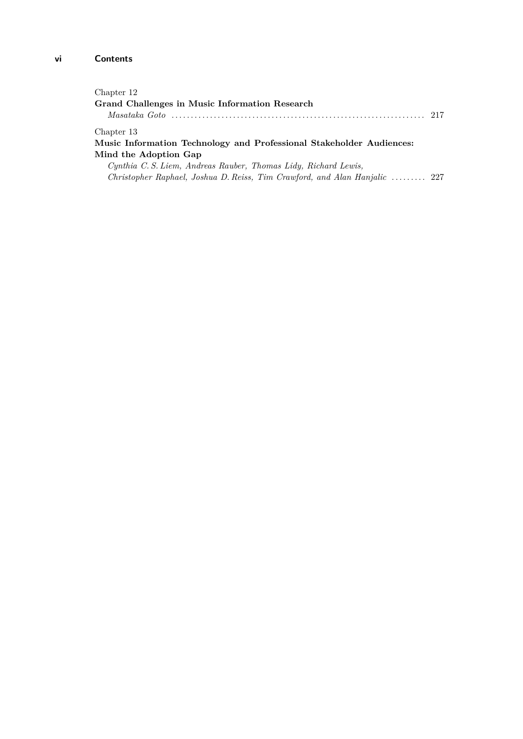Chapter 12

**Grand Challenges in Music Information Research**

*Masataka Goto* ........................................................................ 217

Chapter 13

**Music Information Technology and Professional Stakeholder Audiences: Mind the Adoption Gap**

*Cynthia C. S. Liem, Andreas Rauber, Thomas Lidy, Richard Lewis, Christopher Raphael, Joshua D. Reiss, Tim Crawford, and Alan Hanjalic* ......... 227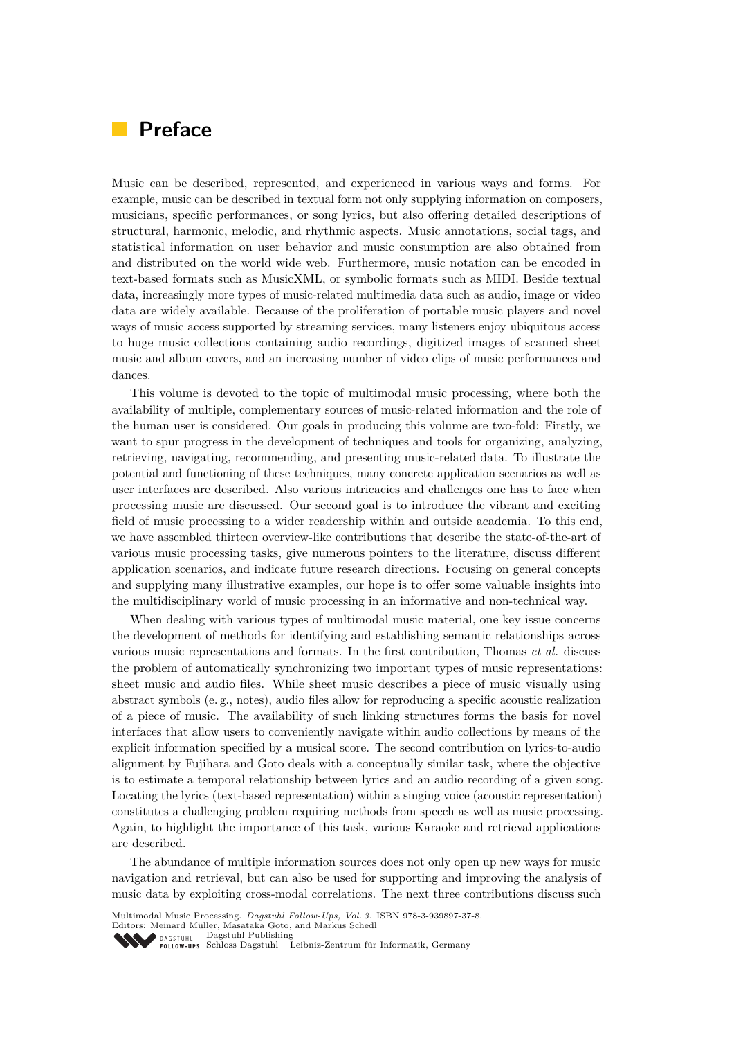# Preface

Music can be described, represented, and experienced in various ways and forms. For example, music can be described in textual form not only supplying information on composers, musicians, specific performances, or song lyrics, but also offering detailed descriptions of structural, harmonic, melodic, and rhythmic aspects. Music annotations, social tags, and statistical information on user behavior and music consumption are also obtained from and distributed on the world wide web. Furthermore, music notation can be encoded in text-based formats such as MusicXML, or symbolic formats such as MIDI. Beside textual data, increasingly more types of music-related multimedia data such as audio, image or video data are widely available. Because of the proliferation of portable music players and novel ways of music access supported by streaming services, many listeners enjoy ubiquitous access to huge music collections containing audio recordings, digitized images of scanned sheet music and album covers, and an increasing number of video clips of music performances and dances.

This volume is devoted to the topic of multimodal music processing, where both the availability of multiple, complementary sources of music-related information and the role of the human user is considered. Our goals in producing this volume are two-fold: Firstly, we want to spur progress in the development of techniques and tools for organizing, analyzing, retrieving, navigating, recommending, and presenting music-related data. To illustrate the potential and functioning of these techniques, many concrete application scenarios as well as user interfaces are described. Also various intricacies and challenges one has to face when processing music are discussed. Our second goal is to introduce the vibrant and exciting field of music processing to a wider readership within and outside academia. To this end, we have assembled thirteen overview-like contributions that describe the state-of-the-art of various music processing tasks, give numerous pointers to the literature, discuss different application scenarios, and indicate future research directions. Focusing on general concepts and supplying many illustrative examples, our hope is to offer some valuable insights into the multidisciplinary world of music processing in an informative and non-technical way.

When dealing with various types of multimodal music material, one key issue concerns the development of methods for identifying and establishing semantic relationships across various music representations and formats. In the first contribution, Thomas *et al.* discuss the problem of automatically synchronizing two important types of music representations: sheet music and audio files. While sheet music describes a piece of music visually using abstract symbols (e. g., notes), audio files allow for reproducing a specific acoustic realization of a piece of music. The availability of such linking structures forms the basis for novel interfaces that allow users to conveniently navigate within audio collections by means of the explicit information specified by a musical score. The second contribution on lyrics-to-audio alignment by Fujihara and Goto deals with a conceptually similar task, where the objective is to estimate a temporal relationship between lyrics and an audio recording of a given song. Locating the lyrics (text-based representation) within a singing voice (acoustic representation) constitutes a challenging problem requiring methods from speech as well as music processing. Again, to highlight the importance of this task, various Karaoke and retrieval applications are described.

The abundance of multiple information sources does not only open up new ways for music navigation and retrieval, but can also be used for supporting and improving the analysis of music data by exploiting cross-modal correlations. The next three contributions discuss such

Multimodal Music Processing. *Dagstuhl Follow-Ups, Vol. 3.* ISBN 978-3-939897-37-8.
Editors: Meinard Müller, Masataka Goto, and Markus Schedl
Dagstuhl Publishing
Schloss Dagstuhl – Leibniz-Zentrum für Informatik, Germany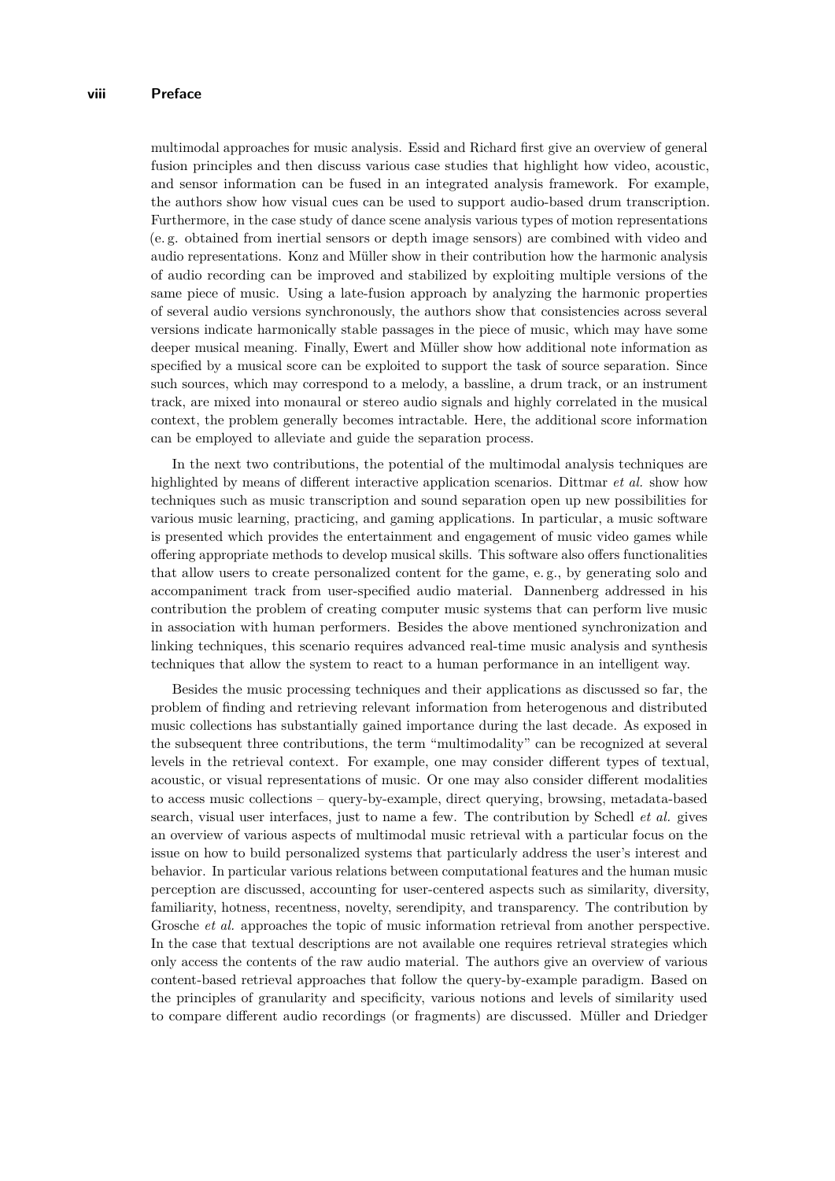multimodal approaches for music analysis. Essid and Richard first give an overview of general fusion principles and then discuss various case studies that highlight how video, acoustic, and sensor information can be fused in an integrated analysis framework. For example, the authors show how visual cues can be used to support audio-based drum transcription. Furthermore, in the case study of dance scene analysis various types of motion representations (e. g. obtained from inertial sensors or depth image sensors) are combined with video and audio representations. Konz and Müller show in their contribution how the harmonic analysis of audio recording can be improved and stabilized by exploiting multiple versions of the same piece of music. Using a late-fusion approach by analyzing the harmonic properties of several audio versions synchronously, the authors show that consistencies across several versions indicate harmonically stable passages in the piece of music, which may have some deeper musical meaning. Finally, Ewert and Müller show how additional note information as specified by a musical score can be exploited to support the task of source separation. Since such sources, which may correspond to a melody, a bassline, a drum track, or an instrument track, are mixed into monaural or stereo audio signals and highly correlated in the musical context, the problem generally becomes intractable. Here, the additional score information can be employed to alleviate and guide the separation process.

In the next two contributions, the potential of the multimodal analysis techniques are highlighted by means of different interactive application scenarios. Dittmar *et al.* show how techniques such as music transcription and sound separation open up new possibilities for various music learning, practicing, and gaming applications. In particular, a music software is presented which provides the entertainment and engagement of music video games while offering appropriate methods to develop musical skills. This software also offers functionalities that allow users to create personalized content for the game, e. g., by generating solo and accompaniment track from user-specified audio material. Dannenberg addressed in his contribution the problem of creating computer music systems that can perform live music in association with human performers. Besides the above mentioned synchronization and linking techniques, this scenario requires advanced real-time music analysis and synthesis techniques that allow the system to react to a human performance in an intelligent way.

Besides the music processing techniques and their applications as discussed so far, the problem of finding and retrieving relevant information from heterogenous and distributed music collections has substantially gained importance during the last decade. As exposed in the subsequent three contributions, the term "multimodality" can be recognized at several levels in the retrieval context. For example, one may consider different types of textual, acoustic, or visual representations of music. Or one may also consider different modalities to access music collections – query-by-example, direct querying, browsing, metadata-based search, visual user interfaces, just to name a few. The contribution by Schedl *et al.* gives an overview of various aspects of multimodal music retrieval with a particular focus on the issue on how to build personalized systems that particularly address the user's interest and behavior. In particular various relations between computational features and the human music perception are discussed, accounting for user-centered aspects such as similarity, diversity, familiarity, hotness, recentness, novelty, serendipity, and transparency. The contribution by Grosche *et al.* approaches the topic of music information retrieval from another perspective. In the case that textual descriptions are not available one requires retrieval strategies which only access the contents of the raw audio material. The authors give an overview of various content-based retrieval approaches that follow the query-by-example paradigm. Based on the principles of granularity and specificity, various notions and levels of similarity used to compare different audio recordings (or fragments) are discussed. Müller and Driedger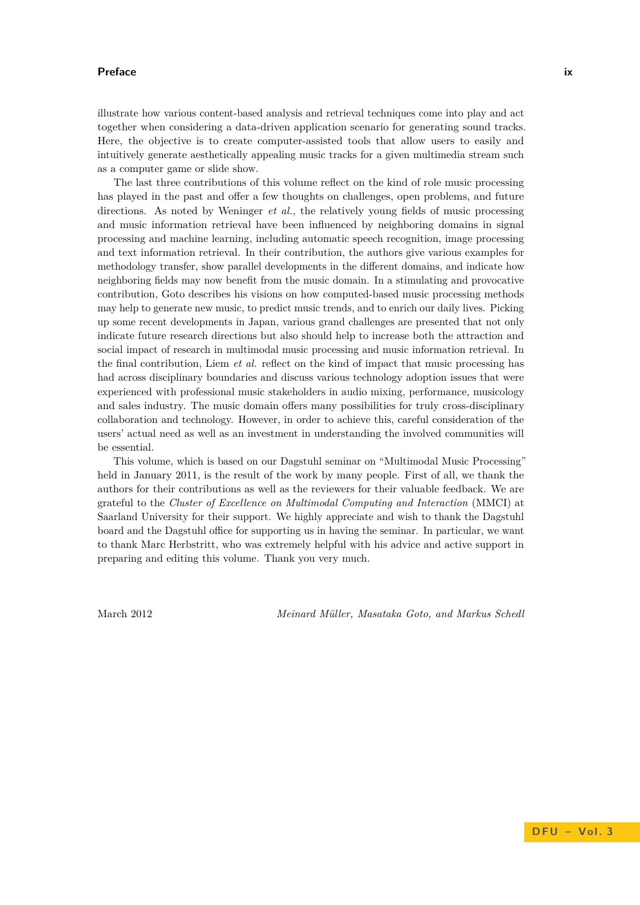illustrate how various content-based analysis and retrieval techniques come into play and act together when considering a data-driven application scenario for generating sound tracks. Here, the objective is to create computer-assisted tools that allow users to easily and intuitively generate aesthetically appealing music tracks for a given multimedia stream such as a computer game or slide show.

The last three contributions of this volume reflect on the kind of role music processing has played in the past and offer a few thoughts on challenges, open problems, and future directions. As noted by Weninger *et al.*, the relatively young fields of music processing and music information retrieval have been influenced by neighboring domains in signal processing and machine learning, including automatic speech recognition, image processing and text information retrieval. In their contribution, the authors give various examples for methodology transfer, show parallel developments in the different domains, and indicate how neighboring fields may now benefit from the music domain. In a stimulating and provocative contribution, Goto describes his visions on how computed-based music processing methods may help to generate new music, to predict music trends, and to enrich our daily lives. Picking up some recent developments in Japan, various grand challenges are presented that not only indicate future research directions but also should help to increase both the attraction and social impact of research in multimodal music processing and music information retrieval. In the final contribution, Liem *et al.* reflect on the kind of impact that music processing has had across disciplinary boundaries and discuss various technology adoption issues that were experienced with professional music stakeholders in audio mixing, performance, musicology and sales industry. The music domain offers many possibilities for truly cross-disciplinary collaboration and technology. However, in order to achieve this, careful consideration of the users' actual need as well as an investment in understanding the involved communities will be essential.

This volume, which is based on our Dagstuhl seminar on "Multimodal Music Processing" held in January 2011, is the result of the work by many people. First of all, we thank the authors for their contributions as well as the reviewers for their valuable feedback. We are grateful to the *Cluster of Excellence on Multimodal Computing and Interaction* (MMCI) at Saarland University for their support. We highly appreciate and wish to thank the Dagstuhl board and the Dagstuhl office for supporting us in having the seminar. In particular, we want to thank Marc Herbstritt, who was extremely helpful with his advice and active support in preparing and editing this volume. Thank you very much.

March 2012 *Meinard Müller, Masataka Goto, and Markus Schedl*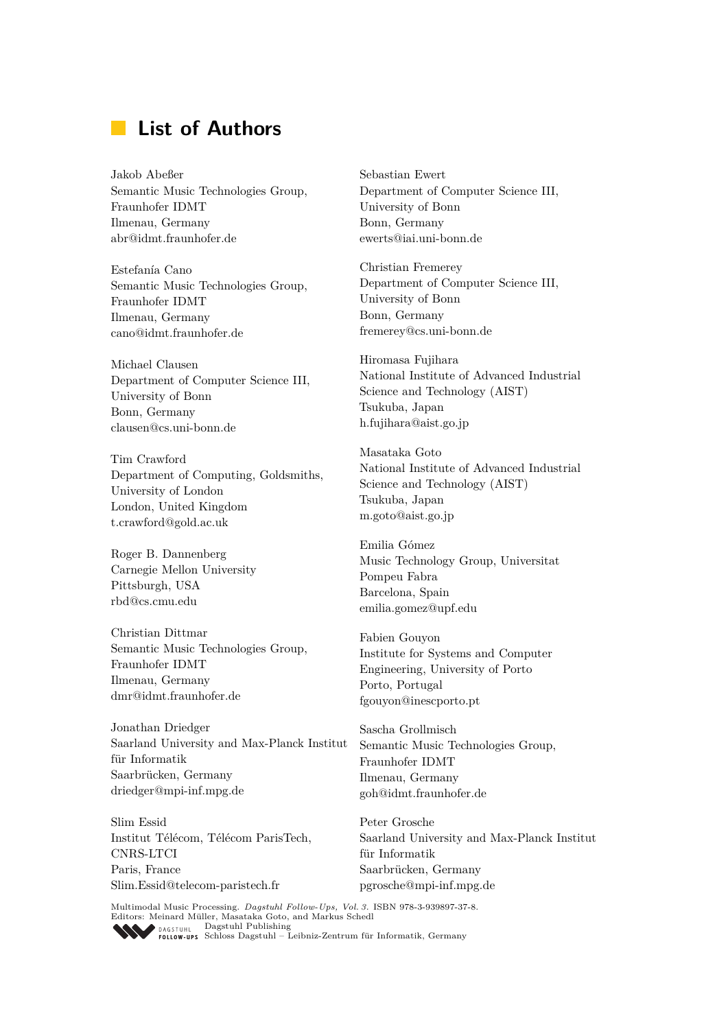# List of Authors

Jakob Abeßer
Semantic Music Technologies Group,
Fraunhofer IDMT
Ilmenau, Germany
abr@idmt.fraunhofer.de

Estefanía Cano
Semantic Music Technologies Group,
Fraunhofer IDMT
Ilmenau, Germany
cano@idmt.fraunhofer.de

Michael Clausen
Department of Computer Science III,
University of Bonn
Bonn, Germany
clausen@cs.uni-bonn.de

Tim Crawford
Department of Computing, Goldsmiths,
University of London
London, United Kingdom
t.crawford@gold.ac.uk

Roger B. Dannenberg
Carnegie Mellon University
Pittsburgh, USA
rbd@cs.cmu.edu

Christian Dittmar
Semantic Music Technologies Group,
Fraunhofer IDMT
Ilmenau, Germany
dmr@idmt.fraunhofer.de

Jonathan Driedger
Saarland University and Max-Planck Institut für Informatik
Saarbrücken, Germany
driedger@mpi-inf.mpg.de

Slim Essid
Institut Télécom, Télécom ParisTech,
CNRS-LTCI
Paris, France
Slim.Essid@telecom-paristech.fr

Sebastian Ewert
Department of Computer Science III,
University of Bonn
Bonn, Germany
ewerts@iai.uni-bonn.de

Christian Fremerey
Department of Computer Science III,
University of Bonn
Bonn, Germany
fremerey@cs.uni-bonn.de

Hiromasa Fujihara
National Institute of Advanced Industrial Science and Technology (AIST)
Tsukuba, Japan
h.fujihara@aist.go.jp

Masataka Goto
National Institute of Advanced Industrial Science and Technology (AIST)
Tsukuba, Japan
m.goto@aist.go.jp

Emilia Gómez
Music Technology Group, Universitat Pompeu Fabra
Barcelona, Spain
emilia.gomez@upf.edu

Fabien Gouyon
Institute for Systems and Computer Engineering, University of Porto
Porto, Portugal
fgouyon@inescporto.pt

Sascha Grollmisch
Semantic Music Technologies Group,
Fraunhofer IDMT
Ilmenau, Germany
goh@idmt.fraunhofer.de

Peter Grosche
Saarland University and Max-Planck Institut für Informatik
Saarbrücken, Germany
pgrosche@mpi-inf.mpg.de

Multimodal Music Processing. *Dagstuhl Follow-Ups, Vol. 3.* ISBN 978-3-939897-37-8.
Editors: Meinard Müller, Masataka Goto, and Markus Schedl
Dagstuhl Publishing
Schloss Dagstuhl – Leibniz-Zentrum für Informatik, Germany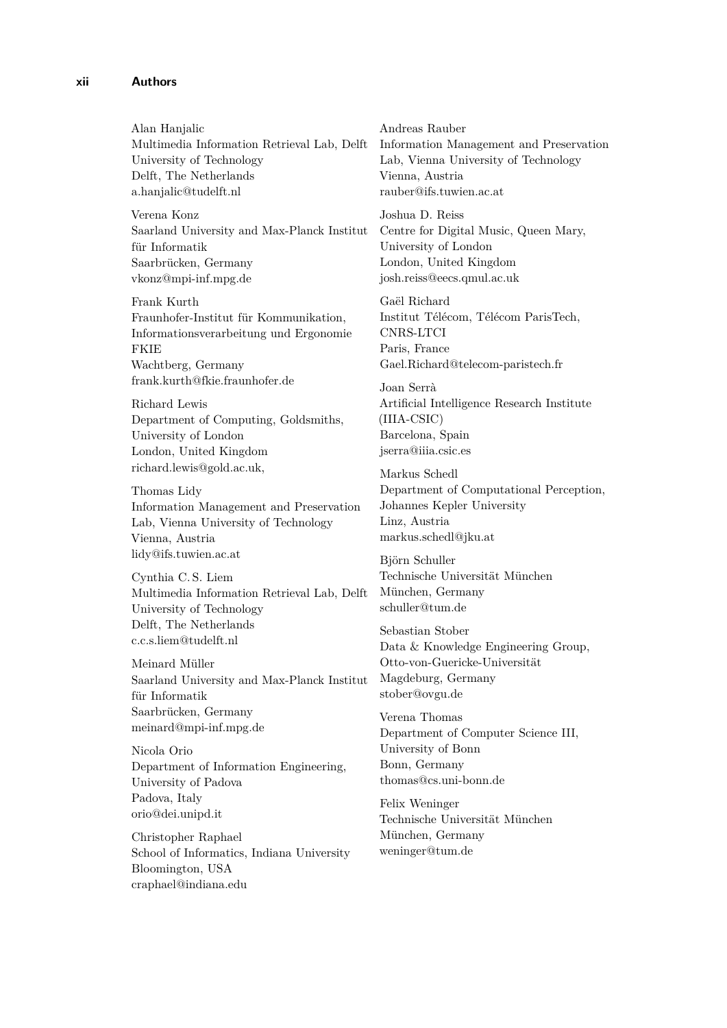Alan Hanjalic
Multimedia Information Retrieval Lab, Delft University of Technology
Delft, The Netherlands
a.hanjalic@tudelft.nl

Verena Konz
Saarland University and Max-Planck Institut für Informatik
Saarbrücken, Germany
vkonz@mpi-inf.mpg.de

Frank Kurth
Fraunhofer-Institut für Kommunikation, Informationsverarbeitung und Ergonomie FKIE
Wachtberg, Germany
frank.kurth@fkie.fraunhofer.de

Richard Lewis
Department of Computing, Goldsmiths, University of London
London, United Kingdom
richard.lewis@gold.ac.uk,

Thomas Lidy
Information Management and Preservation Lab, Vienna University of Technology
Vienna, Austria
lidy@ifs.tuwien.ac.at

Cynthia C. S. Liem
Multimedia Information Retrieval Lab, Delft University of Technology
Delft, The Netherlands
c.c.s.liem@tudelft.nl

Meinard Müller
Saarland University and Max-Planck Institut für Informatik
Saarbrücken, Germany
meinard@mpi-inf.mpg.de

Nicola Orio
Department of Information Engineering, University of Padova
Padova, Italy
orio@dei.unipd.it

Christopher Raphael
School of Informatics, Indiana University
Bloomington, USA
craphael@indiana.edu

Andreas Rauber
Information Management and Preservation Lab, Vienna University of Technology
Vienna, Austria
rauber@ifs.tuwien.ac.at

Joshua D. Reiss
Centre for Digital Music, Queen Mary, University of London
London, United Kingdom
josh.reiss@eecs.qmul.ac.uk

Gaël Richard
Institut Télécom, Télécom ParisTech, CNRS-LTCI
Paris, France
Gael.Richard@telecom-paristech.fr

Joan Serrà
Artificial Intelligence Research Institute (IIIA-CSIC)
Barcelona, Spain
jserra@iiia.csic.es

Markus Schedl
Department of Computational Perception, Johannes Kepler University
Linz, Austria
markus.schedl@jku.at

Björn Schuller
Technische Universität München
München, Germany
schuller@tum.de

Sebastian Stober
Data & Knowledge Engineering Group, Otto-von-Guericke-Universität
Magdeburg, Germany
stober@ovgu.de

Verena Thomas
Department of Computer Science III, University of Bonn
Bonn, Germany
thomas@cs.uni-bonn.de

Felix Weninger
Technische Universität München
München, Germany
weninger@tum.de